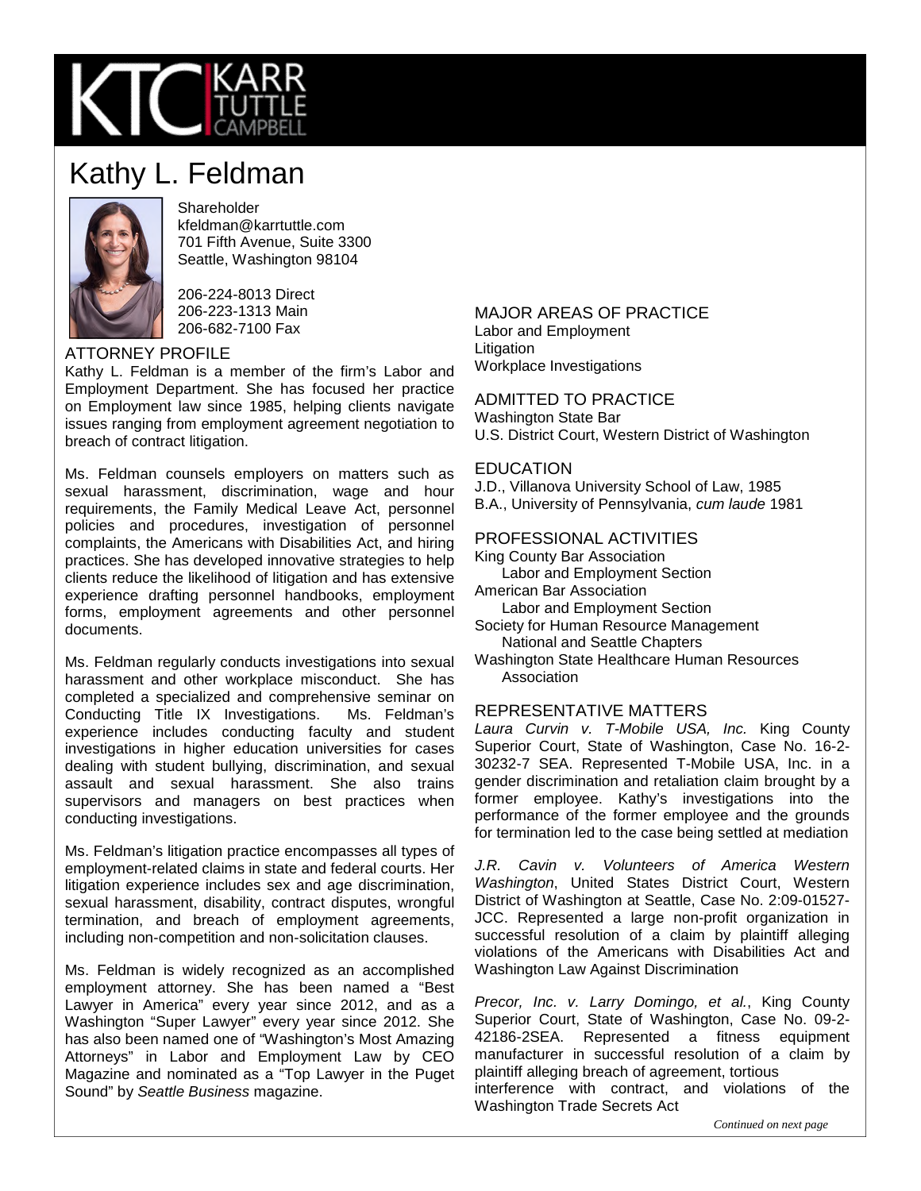# Kathy L. Feldman

Shareholder
kfeldman@karrtuttle.com
701 Fifth Avenue, Suite 3300
Seattle, Washington 98104

206-224-8013 Direct
206-223-1313 Main
206-682-7100 Fax

## ATTORNEY PROFILE

Kathy L. Feldman is a member of the firm's Labor and Employment Department. She has focused her practice on Employment law since 1985, helping clients navigate issues ranging from employment agreement negotiation to breach of contract litigation.

Ms. Feldman counsels employers on matters such as sexual harassment, discrimination, wage and hour requirements, the Family Medical Leave Act, personnel policies and procedures, investigation of personnel complaints, the Americans with Disabilities Act, and hiring practices. She has developed innovative strategies to help clients reduce the likelihood of litigation and has extensive experience drafting personnel handbooks, employment forms, employment agreements and other personnel documents.

Ms. Feldman regularly conducts investigations into sexual harassment and other workplace misconduct. She has completed a specialized and comprehensive seminar on Conducting Title IX Investigations. Ms. Feldman's experience includes conducting faculty and student investigations in higher education universities for cases dealing with student bullying, discrimination, and sexual assault and sexual harassment. She also trains supervisors and managers on best practices when conducting investigations.

Ms. Feldman's litigation practice encompasses all types of employment-related claims in state and federal courts. Her litigation experience includes sex and age discrimination, sexual harassment, disability, contract disputes, wrongful termination, and breach of employment agreements, including non-competition and non-solicitation clauses.

Ms. Feldman is widely recognized as an accomplished employment attorney. She has been named a "Best Lawyer in America" every year since 2012, and as a Washington "Super Lawyer" every year since 2012. She has also been named one of "Washington's Most Amazing Attorneys" in Labor and Employment Law by CEO Magazine and nominated as a "Top Lawyer in the Puget Sound" by *Seattle Business* magazine.

## MAJOR AREAS OF PRACTICE

Labor and Employment
Litigation
Workplace Investigations

## ADMITTED TO PRACTICE

Washington State Bar
U.S. District Court, Western District of Washington

## EDUCATION

J.D., Villanova University School of Law, 1985
B.A., University of Pennsylvania, *cum laude* 1981

## PROFESSIONAL ACTIVITIES

King County Bar Association
- Labor and Employment Section

American Bar Association
- Labor and Employment Section

Society for Human Resource Management
- National and Seattle Chapters

Washington State Healthcare Human Resources Association

## REPRESENTATIVE MATTERS

*Laura Curvin v. T-Mobile USA, Inc.* King County Superior Court, State of Washington, Case No. 16-2-30232-7 SEA. Represented T-Mobile USA, Inc. in a gender discrimination and retaliation claim brought by a former employee. Kathy's investigations into the performance of the former employee and the grounds for termination led to the case being settled at mediation

*J.R. Cavin v. Volunteers of America Western Washington*, United States District Court, Western District of Washington at Seattle, Case No. 2:09-01527-JCC. Represented a large non-profit organization in successful resolution of a claim by plaintiff alleging violations of the Americans with Disabilities Act and Washington Law Against Discrimination

*Precor, Inc. v. Larry Domingo, et al.*, King County Superior Court, State of Washington, Case No. 09-2-42186-2SEA. Represented a fitness equipment manufacturer in successful resolution of a claim by plaintiff alleging breach of agreement, tortious interference with contract, and violations of the Washington Trade Secrets Act

*Continued on next page*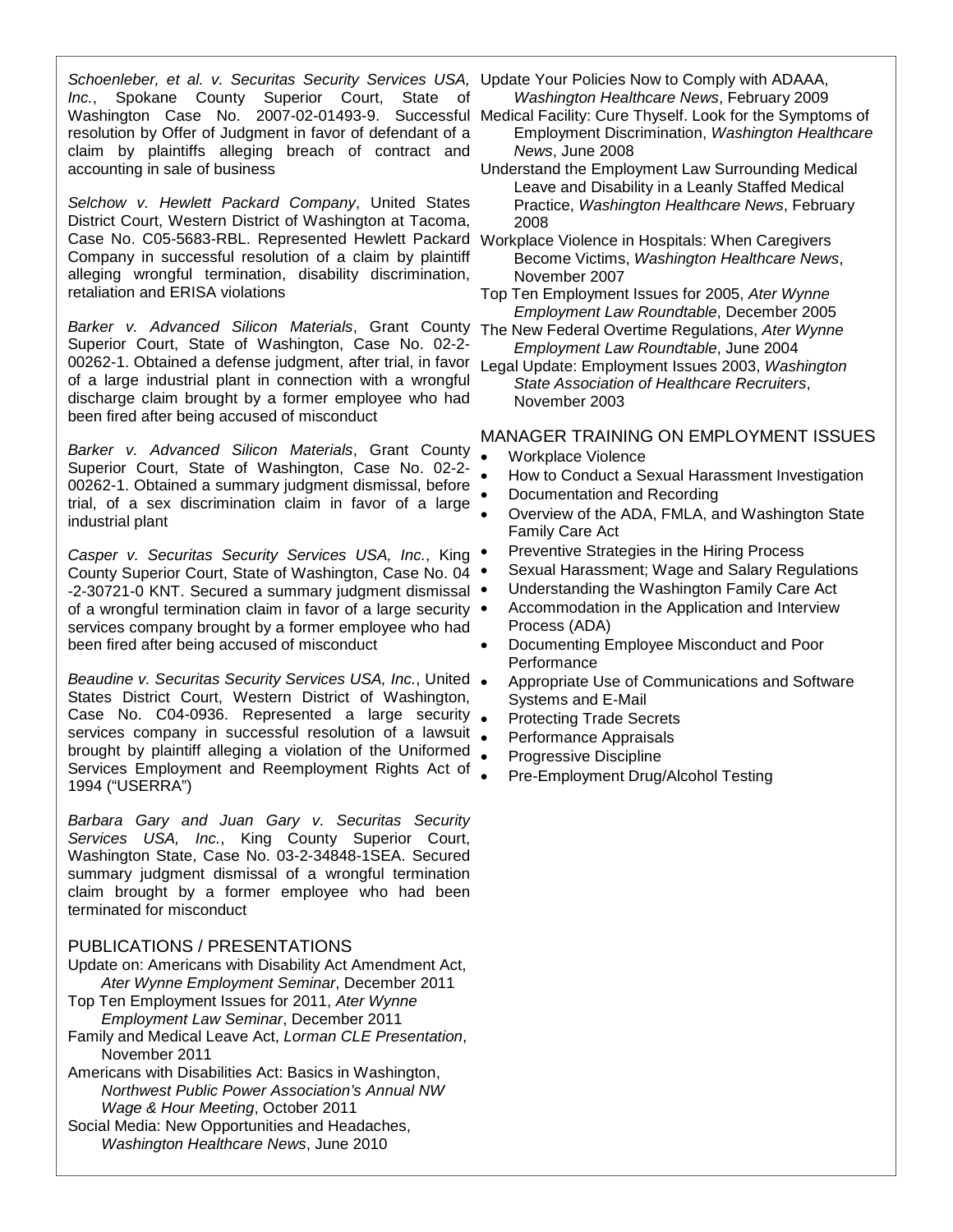*Schoenleber, et al. v. Securitas Security Services USA, Inc.*, Spokane County Superior Court, State of Washington Case No. 2007-02-01493-9. Successful resolution by Offer of Judgment in favor of defendant of a claim by plaintiffs alleging breach of contract and accounting in sale of business

*Selchow v. Hewlett Packard Company*, United States District Court, Western District of Washington at Tacoma, Case No. C05-5683-RBL. Represented Hewlett Packard Company in successful resolution of a claim by plaintiff alleging wrongful termination, disability discrimination, retaliation and ERISA violations

*Barker v. Advanced Silicon Materials*, Grant County Superior Court, State of Washington, Case No. 02-2-00262-1. Obtained a defense judgment, after trial, in favor of a large industrial plant in connection with a wrongful discharge claim brought by a former employee who had been fired after being accused of misconduct

*Barker v. Advanced Silicon Materials*, Grant County Superior Court, State of Washington, Case No. 02-2-00262-1. Obtained a summary judgment dismissal, before trial, of a sex discrimination claim in favor of a large industrial plant

*Casper v. Securitas Security Services USA, Inc.*, King County Superior Court, State of Washington, Case No. 04 -2-30721-0 KNT. Secured a summary judgment dismissal of a wrongful termination claim in favor of a large security services company brought by a former employee who had been fired after being accused of misconduct

*Beaudine v. Securitas Security Services USA, Inc.*, United States District Court, Western District of Washington, Case No. C04-0936. Represented a large security services company in successful resolution of a lawsuit brought by plaintiff alleging a violation of the Uniformed Services Employment and Reemployment Rights Act of 1994 ("USERRA")

*Barbara Gary and Juan Gary v. Securitas Security Services USA, Inc.*, King County Superior Court, Washington State, Case No. 03-2-34848-1SEA. Secured summary judgment dismissal of a wrongful termination claim brought by a former employee who had been terminated for misconduct

## PUBLICATIONS / PRESENTATIONS

Update on: Americans with Disability Act Amendment Act, *Ater Wynne Employment Seminar*, December 2011

Top Ten Employment Issues for 2011, *Ater Wynne Employment Law Seminar*, December 2011

Family and Medical Leave Act, *Lorman CLE Presentation*, November 2011

Americans with Disabilities Act: Basics in Washington, *Northwest Public Power Association's Annual NW Wage & Hour Meeting*, October 2011

Social Media: New Opportunities and Headaches, *Washington Healthcare News*, June 2010

Update Your Policies Now to Comply with ADAAA, *Washington Healthcare News*, February 2009

Medical Facility: Cure Thyself. Look for the Symptoms of Employment Discrimination, *Washington Healthcare News*, June 2008

Understand the Employment Law Surrounding Medical Leave and Disability in a Leanly Staffed Medical Practice, *Washington Healthcare News*, February 2008

Workplace Violence in Hospitals: When Caregivers Become Victims, *Washington Healthcare News*, November 2007

Top Ten Employment Issues for 2005, *Ater Wynne Employment Law Roundtable*, December 2005

The New Federal Overtime Regulations, *Ater Wynne Employment Law Roundtable*, June 2004

Legal Update: Employment Issues 2003, *Washington State Association of Healthcare Recruiters*, November 2003

## MANAGER TRAINING ON EMPLOYMENT ISSUES

- Workplace Violence
- How to Conduct a Sexual Harassment Investigation
- Documentation and Recording
- Overview of the ADA, FMLA, and Washington State Family Care Act
- Preventive Strategies in the Hiring Process
- Sexual Harassment; Wage and Salary Regulations
- Understanding the Washington Family Care Act
- Accommodation in the Application and Interview Process (ADA)
- Documenting Employee Misconduct and Poor Performance
- Appropriate Use of Communications and Software Systems and E-Mail
- Protecting Trade Secrets
- Performance Appraisals
- Progressive Discipline
- Pre-Employment Drug/Alcohol Testing